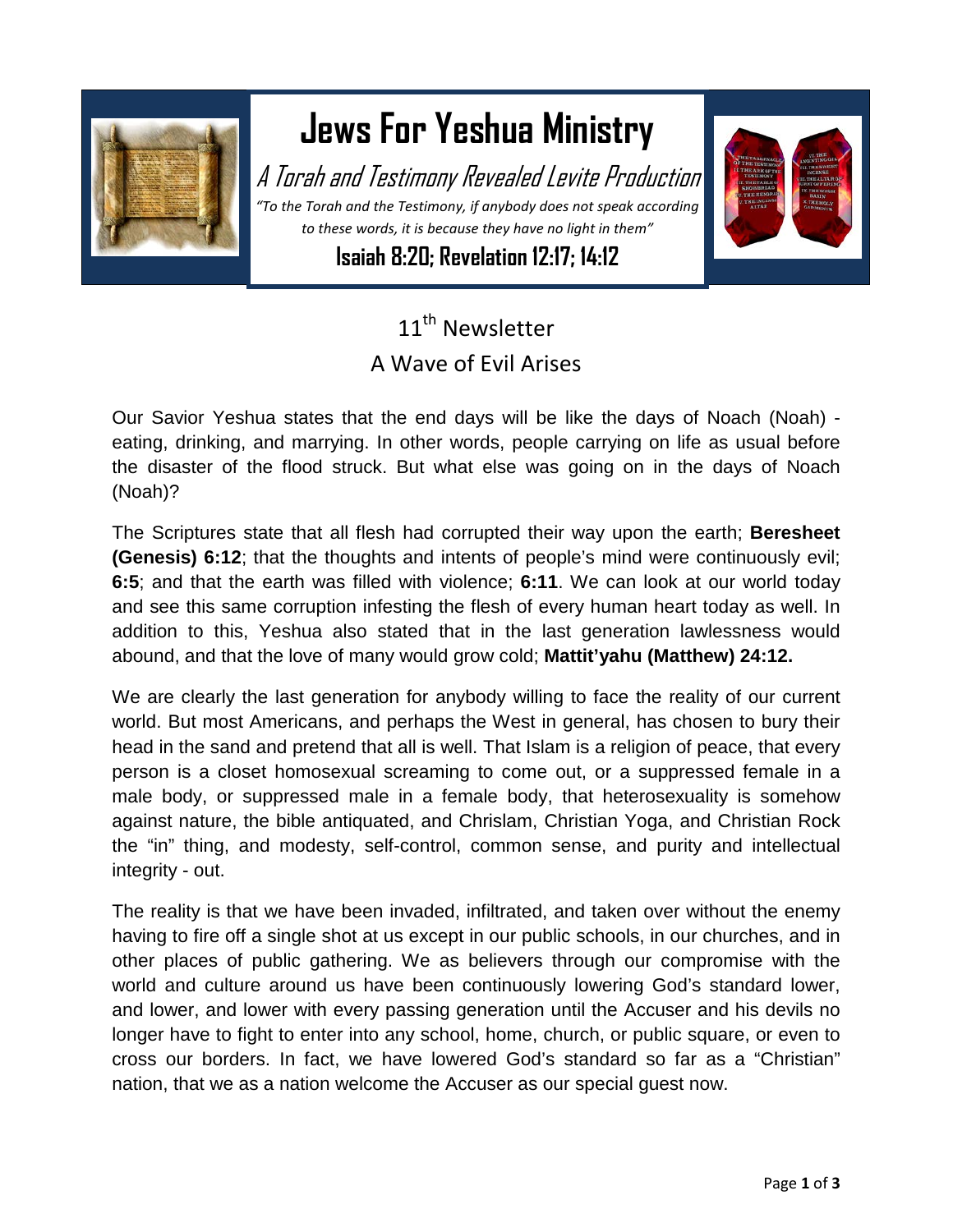# Jews For Yeshua Ministry

*A Torah and Testimony Revealed Levite Production*

*"To the Torah and the Testimony, if anybody does not speak according to these words, it is because they have no light in them"*

**Isaiah 8:20; Revelation 12:17; 14:12**

## 11th Newsletter

## A Wave of Evil Arises

Our Savior Yeshua states that the end days will be like the days of Noach (Noah) - eating, drinking, and marrying. In other words, people carrying on life as usual before the disaster of the flood struck. But what else was going on in the days of Noach (Noah)?

The Scriptures state that all flesh had corrupted their way upon the earth; **Beresheet (Genesis) 6:12**; that the thoughts and intents of people's mind were continuously evil; **6:5**; and that the earth was filled with violence; **6:11**. We can look at our world today and see this same corruption infesting the flesh of every human heart today as well. In addition to this, Yeshua also stated that in the last generation lawlessness would abound, and that the love of many would grow cold; **Mattit'yahu (Matthew) 24:12.**

We are clearly the last generation for anybody willing to face the reality of our current world. But most Americans, and perhaps the West in general, has chosen to bury their head in the sand and pretend that all is well. That Islam is a religion of peace, that every person is a closet homosexual screaming to come out, or a suppressed female in a male body, or suppressed male in a female body, that heterosexuality is somehow against nature, the bible antiquated, and Chrislam, Christian Yoga, and Christian Rock the "in" thing, and modesty, self-control, common sense, and purity and intellectual integrity - out.

The reality is that we have been invaded, infiltrated, and taken over without the enemy having to fire off a single shot at us except in our public schools, in our churches, and in other places of public gathering. We as believers through our compromise with the world and culture around us have been continuously lowering God's standard lower, and lower, and lower with every passing generation until the Accuser and his devils no longer have to fight to enter into any school, home, church, or public square, or even to cross our borders. In fact, we have lowered God's standard so far as a "Christian" nation, that we as a nation welcome the Accuser as our special guest now.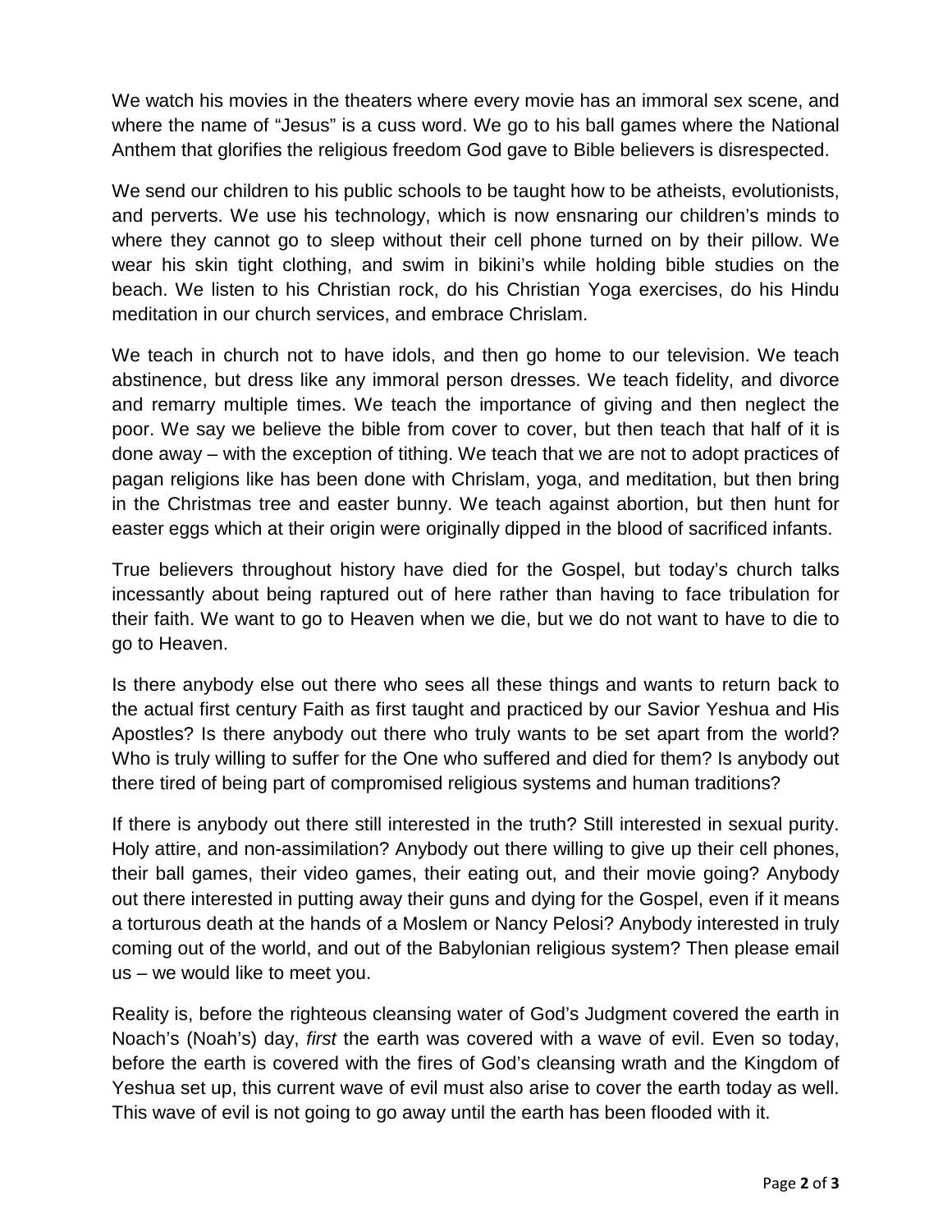We watch his movies in the theaters where every movie has an immoral sex scene, and where the name of "Jesus" is a cuss word. We go to his ball games where the National Anthem that glorifies the religious freedom God gave to Bible believers is disrespected.

We send our children to his public schools to be taught how to be atheists, evolutionists, and perverts. We use his technology, which is now ensnaring our children's minds to where they cannot go to sleep without their cell phone turned on by their pillow. We wear his skin tight clothing, and swim in bikini's while holding bible studies on the beach. We listen to his Christian rock, do his Christian Yoga exercises, do his Hindu meditation in our church services, and embrace Chrislam.

We teach in church not to have idols, and then go home to our television. We teach abstinence, but dress like any immoral person dresses. We teach fidelity, and divorce and remarry multiple times. We teach the importance of giving and then neglect the poor. We say we believe the bible from cover to cover, but then teach that half of it is done away – with the exception of tithing. We teach that we are not to adopt practices of pagan religions like has been done with Chrislam, yoga, and meditation, but then bring in the Christmas tree and easter bunny. We teach against abortion, but then hunt for easter eggs which at their origin were originally dipped in the blood of sacrificed infants.

True believers throughout history have died for the Gospel, but today's church talks incessantly about being raptured out of here rather than having to face tribulation for their faith. We want to go to Heaven when we die, but we do not want to have to die to go to Heaven.

Is there anybody else out there who sees all these things and wants to return back to the actual first century Faith as first taught and practiced by our Savior Yeshua and His Apostles? Is there anybody out there who truly wants to be set apart from the world? Who is truly willing to suffer for the One who suffered and died for them? Is anybody out there tired of being part of compromised religious systems and human traditions?

If there is anybody out there still interested in the truth? Still interested in sexual purity. Holy attire, and non-assimilation? Anybody out there willing to give up their cell phones, their ball games, their video games, their eating out, and their movie going? Anybody out there interested in putting away their guns and dying for the Gospel, even if it means a torturous death at the hands of a Moslem or Nancy Pelosi? Anybody interested in truly coming out of the world, and out of the Babylonian religious system? Then please email us – we would like to meet you.

Reality is, before the righteous cleansing water of God's Judgment covered the earth in Noach's (Noah's) day, *first* the earth was covered with a wave of evil. Even so today, before the earth is covered with the fires of God's cleansing wrath and the Kingdom of Yeshua set up, this current wave of evil must also arise to cover the earth today as well. This wave of evil is not going to go away until the earth has been flooded with it.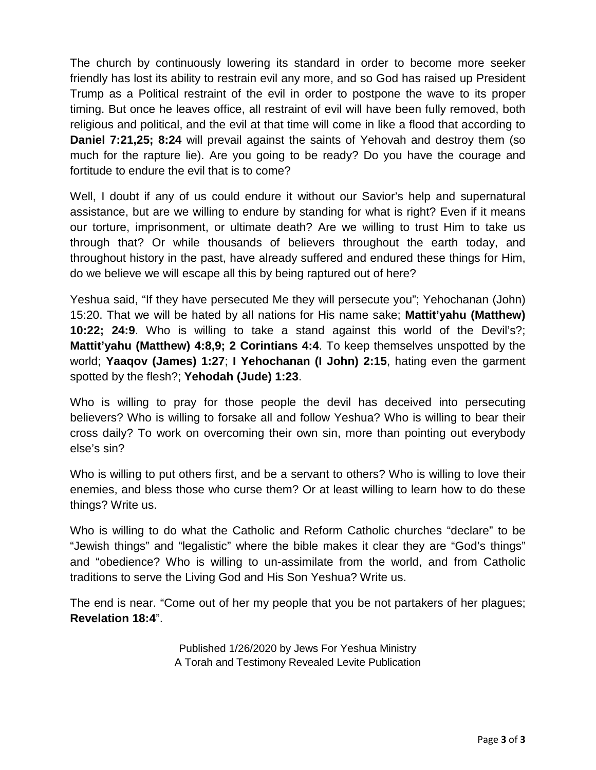The church by continuously lowering its standard in order to become more seeker friendly has lost its ability to restrain evil any more, and so God has raised up President Trump as a Political restraint of the evil in order to postpone the wave to its proper timing. But once he leaves office, all restraint of evil will have been fully removed, both religious and political, and the evil at that time will come in like a flood that according to **Daniel 7:21,25; 8:24** will prevail against the saints of Yehovah and destroy them (so much for the rapture lie). Are you going to be ready? Do you have the courage and fortitude to endure the evil that is to come?

Well, I doubt if any of us could endure it without our Savior's help and supernatural assistance, but are we willing to endure by standing for what is right? Even if it means our torture, imprisonment, or ultimate death? Are we willing to trust Him to take us through that? Or while thousands of believers throughout the earth today, and throughout history in the past, have already suffered and endured these things for Him, do we believe we will escape all this by being raptured out of here?

Yeshua said, "If they have persecuted Me they will persecute you"; Yehochanan (John) 15:20. That we will be hated by all nations for His name sake; **Mattit'yahu (Matthew) 10:22; 24:9**. Who is willing to take a stand against this world of the Devil's?; **Mattit'yahu (Matthew) 4:8,9; 2 Corintians 4:4**. To keep themselves unspotted by the world; **Yaaqov (James) 1:27**; **I Yehochanan (I John) 2:15**, hating even the garment spotted by the flesh?; **Yehodah (Jude) 1:23**.

Who is willing to pray for those people the devil has deceived into persecuting believers? Who is willing to forsake all and follow Yeshua? Who is willing to bear their cross daily? To work on overcoming their own sin, more than pointing out everybody else's sin?

Who is willing to put others first, and be a servant to others? Who is willing to love their enemies, and bless those who curse them? Or at least willing to learn how to do these things? Write us.

Who is willing to do what the Catholic and Reform Catholic churches "declare" to be "Jewish things" and "legalistic" where the bible makes it clear they are "God's things" and "obedience? Who is willing to un-assimilate from the world, and from Catholic traditions to serve the Living God and His Son Yeshua? Write us.

The end is near. "Come out of her my people that you be not partakers of her plagues; **Revelation 18:4**".

Published 1/26/2020 by Jews For Yeshua Ministry
A Torah and Testimony Revealed Levite Publication